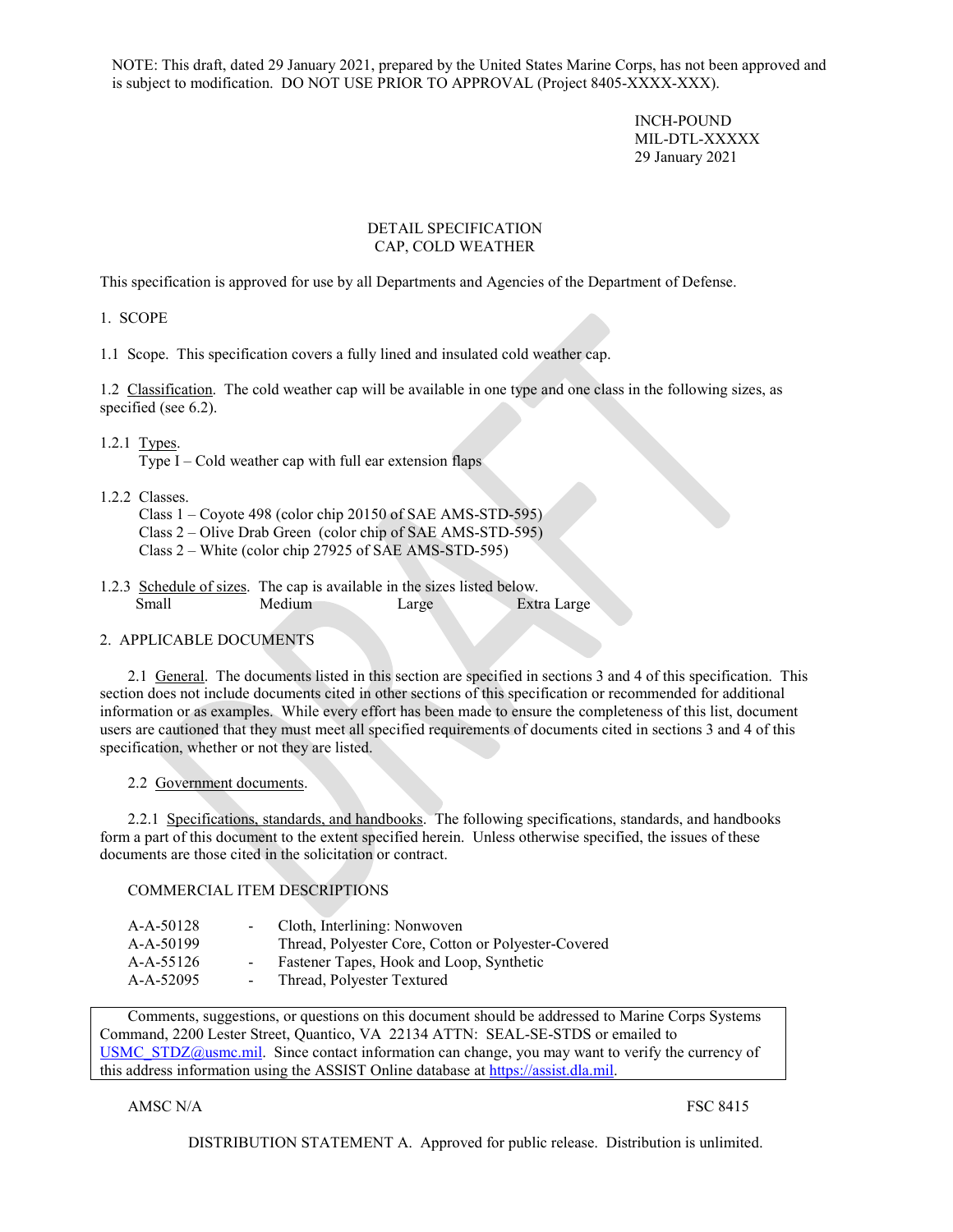NOTE: This draft, dated 29 January 2021, prepared by the United States Marine Corps, has not been approved and is subject to modification. DO NOT USE PRIOR TO APPROVAL (Project 8405-XXXX-XXX).

INCH-POUND
MIL-DTL-XXXXX
29 January 2021

# DETAIL SPECIFICATION
# CAP, COLD WEATHER

This specification is approved for use by all Departments and Agencies of the Department of Defense.

## 1. SCOPE

1.1 Scope. This specification covers a fully lined and insulated cold weather cap.

1.2 Classification. The cold weather cap will be available in one type and one class in the following sizes, as specified (see 6.2).

1.2.1 Types.
Type I – Cold weather cap with full ear extension flaps

1.2.2 Classes.
Class 1 – Coyote 498 (color chip 20150 of SAE AMS-STD-595)
Class 2 – Olive Drab Green (color chip of SAE AMS-STD-595)
Class 2 – White (color chip 27925 of SAE AMS-STD-595)

1.2.3 Schedule of sizes. The cap is available in the sizes listed below.

| Small | Medium | Large | Extra Large |
|---|---|---|---|

## 2. APPLICABLE DOCUMENTS

2.1 General. The documents listed in this section are specified in sections 3 and 4 of this specification. This section does not include documents cited in other sections of this specification or recommended for additional information or as examples. While every effort has been made to ensure the completeness of this list, document users are cautioned that they must meet all specified requirements of documents cited in sections 3 and 4 of this specification, whether or not they are listed.

2.2 Government documents.

2.2.1 Specifications, standards, and handbooks. The following specifications, standards, and handbooks form a part of this document to the extent specified herein. Unless otherwise specified, the issues of these documents are those cited in the solicitation or contract.

COMMERCIAL ITEM DESCRIPTIONS

| | | |
|---|---|---|
| A-A-50128 | - | Cloth, Interlining: Nonwoven |
| A-A-50199 | | Thread, Polyester Core, Cotton or Polyester-Covered |
| A-A-55126 | - | Fastener Tapes, Hook and Loop, Synthetic |
| A-A-52095 | - | Thread, Polyester Textured |

Comments, suggestions, or questions on this document should be addressed to Marine Corps Systems Command, 2200 Lester Street, Quantico, VA 22134 ATTN: SEAL-SE-STDS or emailed to USMC_STDZ@usmc.mil. Since contact information can change, you may want to verify the currency of this address information using the ASSIST Online database at https://assist.dla.mil.

AMSC N/A FSC 8415

DISTRIBUTION STATEMENT A. Approved for public release. Distribution is unlimited.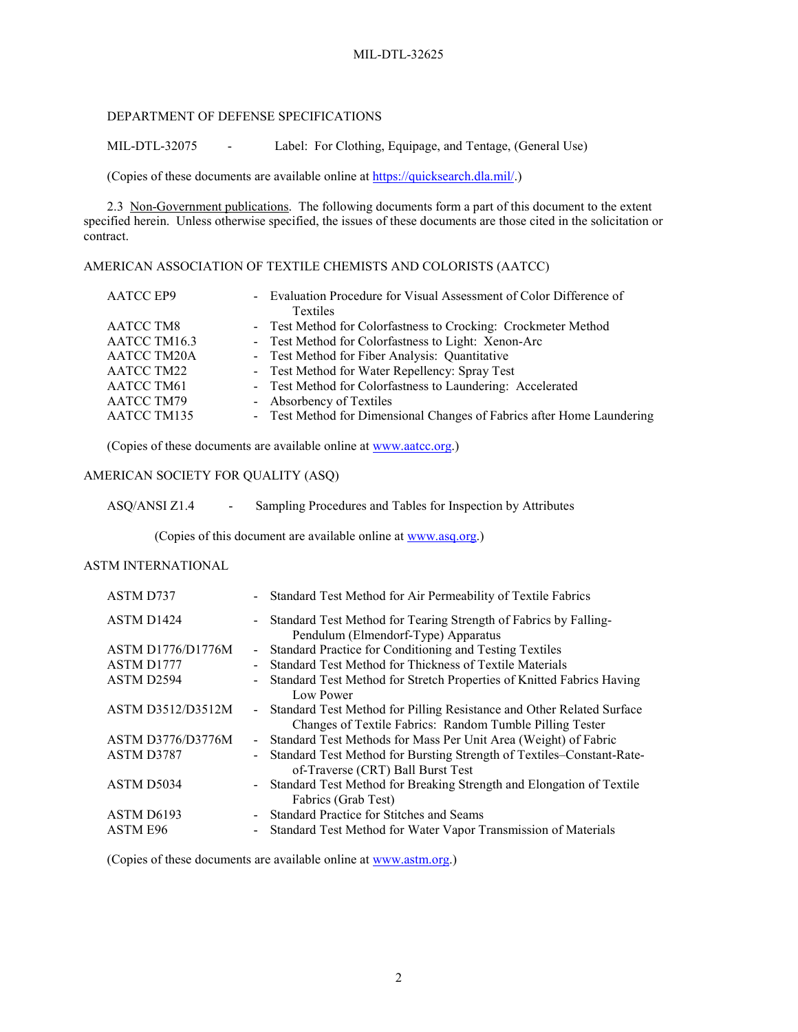DEPARTMENT OF DEFENSE SPECIFICATIONS

MIL-DTL-32075 - Label: For Clothing, Equipage, and Tentage, (General Use)

(Copies of these documents are available online at https://quicksearch.dla.mil/.)

2.3 Non-Government publications. The following documents form a part of this document to the extent specified herein. Unless otherwise specified, the issues of these documents are those cited in the solicitation or contract.

AMERICAN ASSOCIATION OF TEXTILE CHEMISTS AND COLORISTS (AATCC)

| | |
|---|---|
| AATCC EP9 | - Evaluation Procedure for Visual Assessment of Color Difference of Textiles |
| AATCC TM8 | - Test Method for Colorfastness to Crocking: Crockmeter Method |
| AATCC TM16.3 | - Test Method for Colorfastness to Light: Xenon-Arc |
| AATCC TM20A | - Test Method for Fiber Analysis: Quantitative |
| AATCC TM22 | - Test Method for Water Repellency: Spray Test |
| AATCC TM61 | - Test Method for Colorfastness to Laundering: Accelerated |
| AATCC TM79 | - Absorbency of Textiles |
| AATCC TM135 | - Test Method for Dimensional Changes of Fabrics after Home Laundering |

(Copies of these documents are available online at www.aatcc.org.)

AMERICAN SOCIETY FOR QUALITY (ASQ)

ASQ/ANSI Z1.4 - Sampling Procedures and Tables for Inspection by Attributes

(Copies of this document are available online at www.asq.org.)

ASTM INTERNATIONAL

| | |
|---|---|
| ASTM D737 | - Standard Test Method for Air Permeability of Textile Fabrics |
| ASTM D1424 | - Standard Test Method for Tearing Strength of Fabrics by Falling-Pendulum (Elmendorf-Type) Apparatus |
| ASTM D1776/D1776M | - Standard Practice for Conditioning and Testing Textiles |
| ASTM D1777 | - Standard Test Method for Thickness of Textile Materials |
| ASTM D2594 | - Standard Test Method for Stretch Properties of Knitted Fabrics Having Low Power |
| ASTM D3512/D3512M | - Standard Test Method for Pilling Resistance and Other Related Surface Changes of Textile Fabrics: Random Tumble Pilling Tester |
| ASTM D3776/D3776M | - Standard Test Methods for Mass Per Unit Area (Weight) of Fabric |
| ASTM D3787 | - Standard Test Method for Bursting Strength of Textiles–Constant-Rate-of-Traverse (CRT) Ball Burst Test |
| ASTM D5034 | - Standard Test Method for Breaking Strength and Elongation of Textile Fabrics (Grab Test) |
| ASTM D6193 | - Standard Practice for Stitches and Seams |
| ASTM E96 | - Standard Test Method for Water Vapor Transmission of Materials |

(Copies of these documents are available online at www.astm.org.)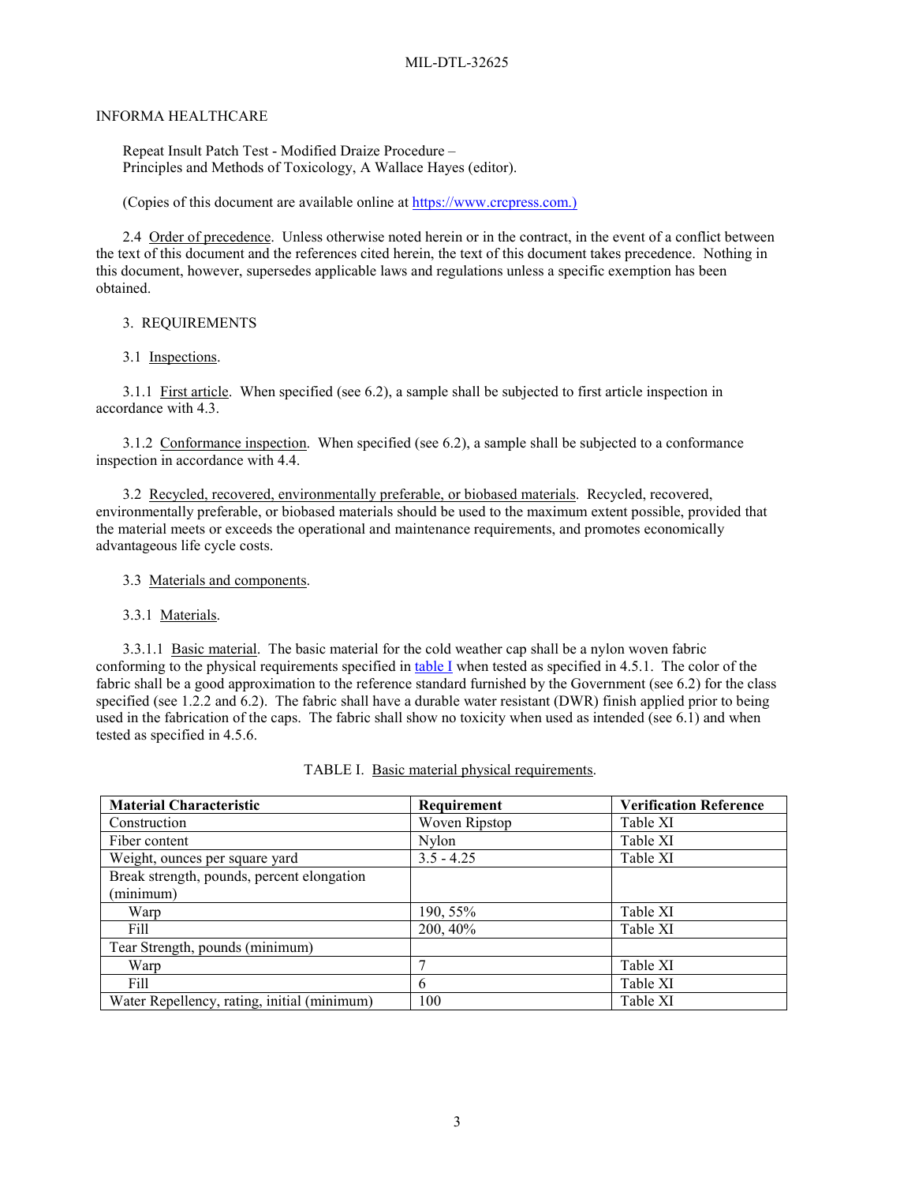INFORMA HEALTHCARE

Repeat Insult Patch Test - Modified Draize Procedure –
Principles and Methods of Toxicology, A Wallace Hayes (editor).

(Copies of this document are available online at https://www.crcpress.com.)

2.4 Order of precedence. Unless otherwise noted herein or in the contract, in the event of a conflict between the text of this document and the references cited herein, the text of this document takes precedence. Nothing in this document, however, supersedes applicable laws and regulations unless a specific exemption has been obtained.

3. REQUIREMENTS

3.1 Inspections.

3.1.1 First article. When specified (see 6.2), a sample shall be subjected to first article inspection in accordance with 4.3.

3.1.2 Conformance inspection. When specified (see 6.2), a sample shall be subjected to a conformance inspection in accordance with 4.4.

3.2 Recycled, recovered, environmentally preferable, or biobased materials. Recycled, recovered, environmentally preferable, or biobased materials should be used to the maximum extent possible, provided that the material meets or exceeds the operational and maintenance requirements, and promotes economically advantageous life cycle costs.

3.3 Materials and components.

3.3.1 Materials.

3.3.1.1 Basic material. The basic material for the cold weather cap shall be a nylon woven fabric conforming to the physical requirements specified in table I when tested as specified in 4.5.1. The color of the fabric shall be a good approximation to the reference standard furnished by the Government (see 6.2) for the class specified (see 1.2.2 and 6.2). The fabric shall have a durable water resistant (DWR) finish applied prior to being used in the fabrication of the caps. The fabric shall show no toxicity when used as intended (see 6.1) and when tested as specified in 4.5.6.

TABLE I. Basic material physical requirements.

| Material Characteristic | Requirement | Verification Reference |
|---|---|---|
| Construction | Woven Ripstop | Table XI |
| Fiber content | Nylon | Table XI |
| Weight, ounces per square yard | 3.5 - 4.25 | Table XI |
| Break strength, pounds, percent elongation (minimum) | | |
| Warp | 190, 55% | Table XI |
| Fill | 200, 40% | Table XI |
| Tear Strength, pounds (minimum) | | |
| Warp | 7 | Table XI |
| Fill | 6 | Table XI |
| Water Repellency, rating, initial (minimum) | 100 | Table XI |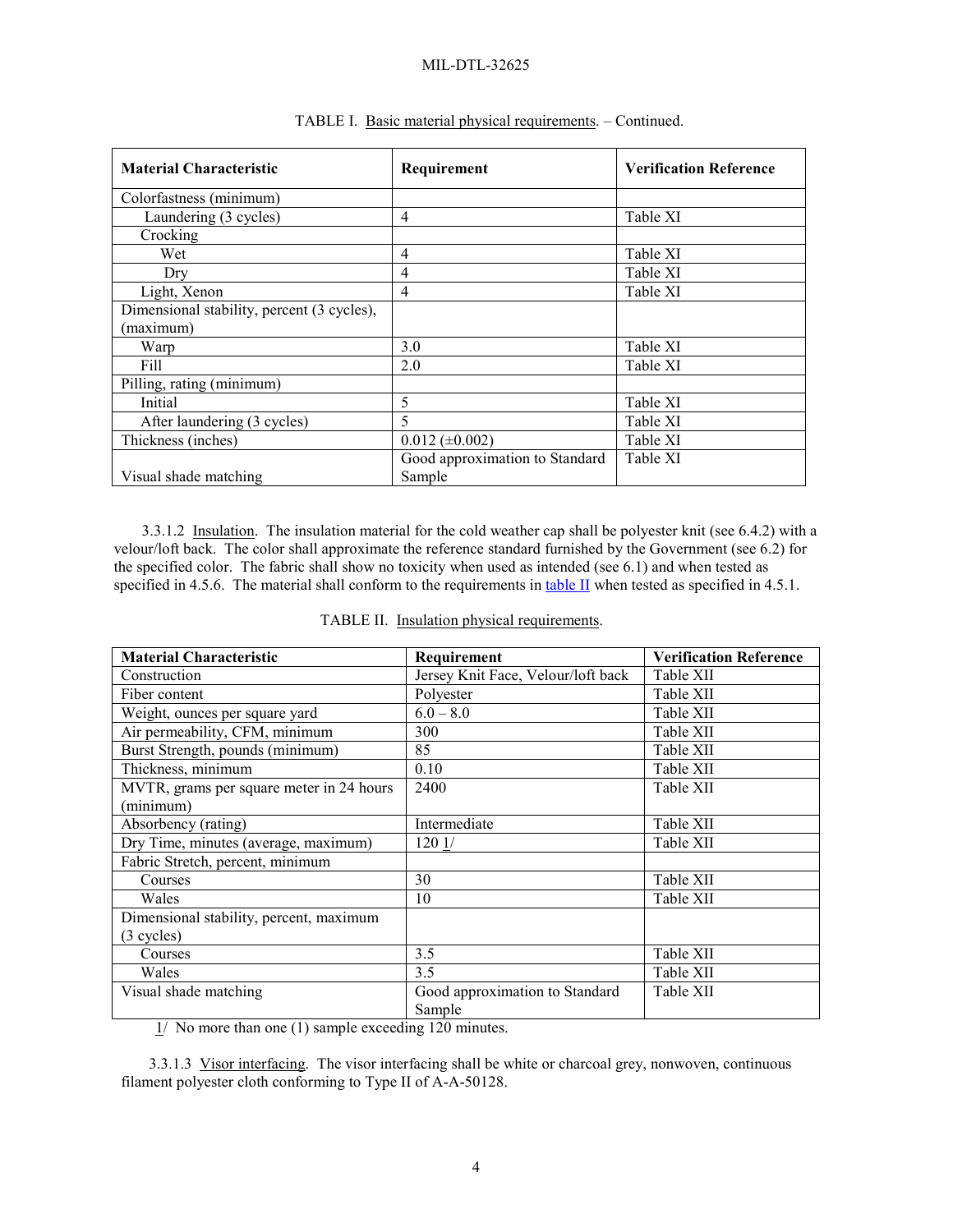TABLE I. Basic material physical requirements. – Continued.

| Material Characteristic | Requirement | Verification Reference |
|---|---|---|
| Colorfastness (minimum) | | |
| Laundering (3 cycles) | 4 | Table XI |
| Crocking | | |
| Wet | 4 | Table XI |
| Dry | 4 | Table XI |
| Light, Xenon | 4 | Table XI |
| Dimensional stability, percent (3 cycles), (maximum) | | |
| Warp | 3.0 | Table XI |
| Fill | 2.0 | Table XI |
| Pilling, rating (minimum) | | |
| Initial | 5 | Table XI |
| After laundering (3 cycles) | 5 | Table XI |
| Thickness (inches) | 0.012 (±0.002) | Table XI |
| Visual shade matching | Good approximation to Standard Sample | Table XI |

3.3.1.2 Insulation. The insulation material for the cold weather cap shall be polyester knit (see 6.4.2) with a velour/loft back. The color shall approximate the reference standard furnished by the Government (see 6.2) for the specified color. The fabric shall show no toxicity when used as intended (see 6.1) and when tested as specified in 4.5.6. The material shall conform to the requirements in table II when tested as specified in 4.5.1.

TABLE II. Insulation physical requirements.

| Material Characteristic | Requirement | Verification Reference |
|---|---|---|
| Construction | Jersey Knit Face, Velour/loft back | Table XII |
| Fiber content | Polyester | Table XII |
| Weight, ounces per square yard | 6.0 – 8.0 | Table XII |
| Air permeability, CFM, minimum | 300 | Table XII |
| Burst Strength, pounds (minimum) | 85 | Table XII |
| Thickness, minimum | 0.10 | Table XII |
| MVTR, grams per square meter in 24 hours (minimum) | 2400 | Table XII |
| Absorbency (rating) | Intermediate | Table XII |
| Dry Time, minutes (average, maximum) | 120 1/ | Table XII |
| Fabric Stretch, percent, minimum | | |
| Courses | 30 | Table XII |
| Wales | 10 | Table XII |
| Dimensional stability, percent, maximum (3 cycles) | | |
| Courses | 3.5 | Table XII |
| Wales | 3.5 | Table XII |
| Visual shade matching | Good approximation to Standard Sample | Table XII |

1/ No more than one (1) sample exceeding 120 minutes.

3.3.1.3 Visor interfacing. The visor interfacing shall be white or charcoal grey, nonwoven, continuous filament polyester cloth conforming to Type II of A-A-50128.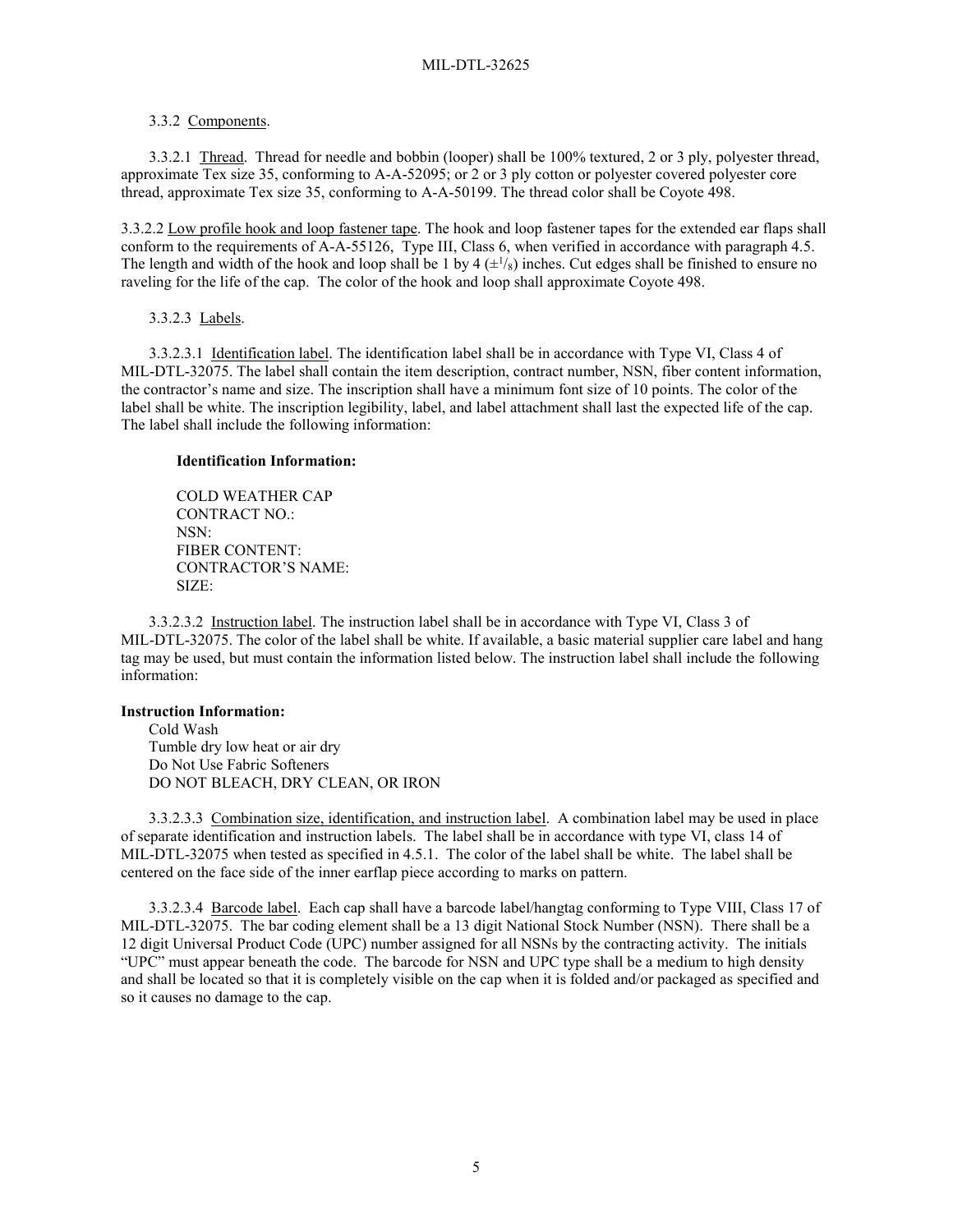3.3.2 Components.

3.3.2.1 Thread. Thread for needle and bobbin (looper) shall be 100% textured, 2 or 3 ply, polyester thread, approximate Tex size 35, conforming to A-A-52095; or 2 or 3 ply cotton or polyester covered polyester core thread, approximate Tex size 35, conforming to A-A-50199. The thread color shall be Coyote 498.

3.3.2.2 Low profile hook and loop fastener tape. The hook and loop fastener tapes for the extended ear flaps shall conform to the requirements of A-A-55126, Type III, Class 6, when verified in accordance with paragraph 4.5. The length and width of the hook and loop shall be 1 by 4 ($\pm^{1}/_{8}$) inches. Cut edges shall be finished to ensure no raveling for the life of the cap. The color of the hook and loop shall approximate Coyote 498.

3.3.2.3 Labels.

3.3.2.3.1 Identification label. The identification label shall be in accordance with Type VI, Class 4 of MIL-DTL-32075. The label shall contain the item description, contract number, NSN, fiber content information, the contractor's name and size. The inscription shall have a minimum font size of 10 points. The color of the label shall be white. The inscription legibility, label, and label attachment shall last the expected life of the cap. The label shall include the following information:

**Identification Information:**

COLD WEATHER CAP
CONTRACT NO.:
NSN:
FIBER CONTENT:
CONTRACTOR'S NAME:
SIZE:

3.3.2.3.2 Instruction label. The instruction label shall be in accordance with Type VI, Class 3 of MIL-DTL-32075. The color of the label shall be white. If available, a basic material supplier care label and hang tag may be used, but must contain the information listed below. The instruction label shall include the following information:

**Instruction Information:**

Cold Wash
Tumble dry low heat or air dry
Do Not Use Fabric Softeners
DO NOT BLEACH, DRY CLEAN, OR IRON

3.3.2.3.3 Combination size, identification, and instruction label. A combination label may be used in place of separate identification and instruction labels. The label shall be in accordance with type VI, class 14 of MIL-DTL-32075 when tested as specified in 4.5.1. The color of the label shall be white. The label shall be centered on the face side of the inner earflap piece according to marks on pattern.

3.3.2.3.4 Barcode label. Each cap shall have a barcode label/hangtag conforming to Type VIII, Class 17 of MIL-DTL-32075. The bar coding element shall be a 13 digit National Stock Number (NSN). There shall be a 12 digit Universal Product Code (UPC) number assigned for all NSNs by the contracting activity. The initials "UPC" must appear beneath the code. The barcode for NSN and UPC type shall be a medium to high density and shall be located so that it is completely visible on the cap when it is folded and/or packaged as specified and so it causes no damage to the cap.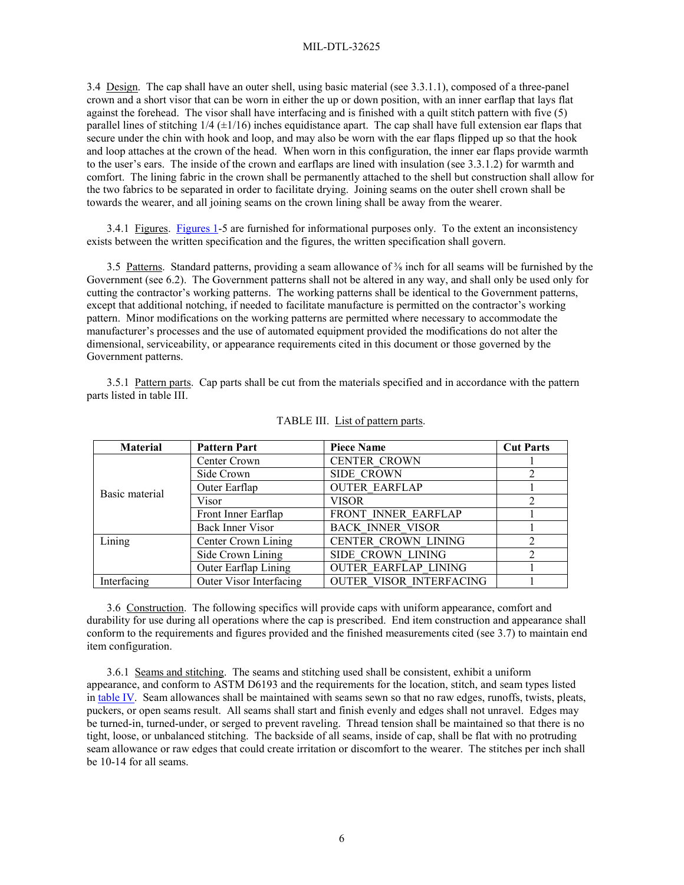3.4 Design. The cap shall have an outer shell, using basic material (see 3.3.1.1), composed of a three-panel crown and a short visor that can be worn in either the up or down position, with an inner earflap that lays flat against the forehead. The visor shall have interfacing and is finished with a quilt stitch pattern with five (5) parallel lines of stitching 1/4 (±1/16) inches equidistance apart. The cap shall have full extension ear flaps that secure under the chin with hook and loop, and may also be worn with the ear flaps flipped up so that the hook and loop attaches at the crown of the head. When worn in this configuration, the inner ear flaps provide warmth to the user's ears. The inside of the crown and earflaps are lined with insulation (see 3.3.1.2) for warmth and comfort. The lining fabric in the crown shall be permanently attached to the shell but construction shall allow for the two fabrics to be separated in order to facilitate drying. Joining seams on the outer shell crown shall be towards the wearer, and all joining seams on the crown lining shall be away from the wearer.

3.4.1 Figures. Figures 1-5 are furnished for informational purposes only. To the extent an inconsistency exists between the written specification and the figures, the written specification shall govern.

3.5 Patterns. Standard patterns, providing a seam allowance of ⅜ inch for all seams will be furnished by the Government (see 6.2). The Government patterns shall not be altered in any way, and shall only be used only for cutting the contractor's working patterns. The working patterns shall be identical to the Government patterns, except that additional notching, if needed to facilitate manufacture is permitted on the contractor's working pattern. Minor modifications on the working patterns are permitted where necessary to accommodate the manufacturer's processes and the use of automated equipment provided the modifications do not alter the dimensional, serviceability, or appearance requirements cited in this document or those governed by the Government patterns.

3.5.1 Pattern parts. Cap parts shall be cut from the materials specified and in accordance with the pattern parts listed in table III.

TABLE III. List of pattern parts.

| Material | Pattern Part | Piece Name | Cut Parts |
|---|---|---|---|
| Basic material | Center Crown | CENTER_CROWN | 1 |
| | Side Crown | SIDE_CROWN | 2 |
| | Outer Earflap | OUTER_EARFLAP | 1 |
| | Visor | VISOR | 2 |
| | Front Inner Earflap | FRONT_INNER_EARFLAP | 1 |
| | Back Inner Visor | BACK_INNER_VISOR | 1 |
| Lining | Center Crown Lining | CENTER_CROWN_LINING | 2 |
| | Side Crown Lining | SIDE_CROWN_LINING | 2 |
| | Outer Earflap Lining | OUTER_EARFLAP_LINING | 1 |
| Interfacing | Outer Visor Interfacing | OUTER_VISOR_INTERFACING | 1 |

3.6 Construction. The following specifics will provide caps with uniform appearance, comfort and durability for use during all operations where the cap is prescribed. End item construction and appearance shall conform to the requirements and figures provided and the finished measurements cited (see 3.7) to maintain end item configuration.

3.6.1 Seams and stitching. The seams and stitching used shall be consistent, exhibit a uniform appearance, and conform to ASTM D6193 and the requirements for the location, stitch, and seam types listed in table IV. Seam allowances shall be maintained with seams sewn so that no raw edges, runoffs, twists, pleats, puckers, or open seams result. All seams shall start and finish evenly and edges shall not unravel. Edges may be turned-in, turned-under, or serged to prevent raveling. Thread tension shall be maintained so that there is no tight, loose, or unbalanced stitching. The backside of all seams, inside of cap, shall be flat with no protruding seam allowance or raw edges that could create irritation or discomfort to the wearer. The stitches per inch shall be 10-14 for all seams.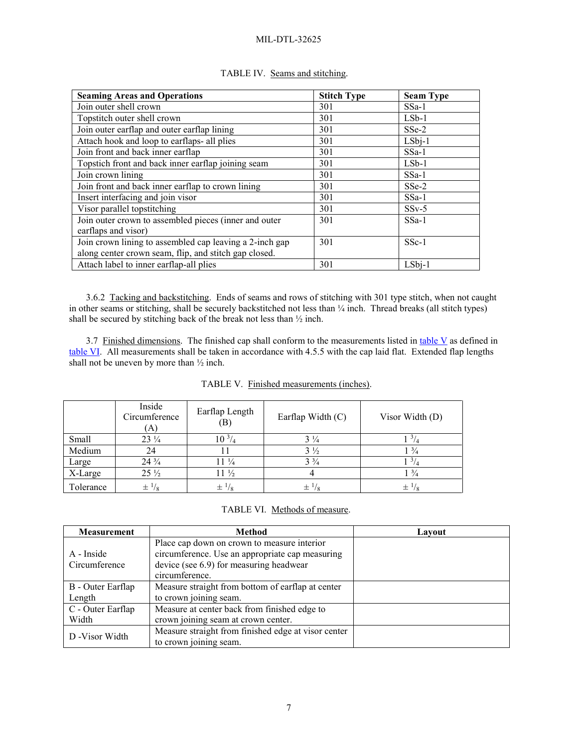TABLE IV. Seams and stitching.

| Seaming Areas and Operations | Stitch Type | Seam Type |
|---|---|---|
| Join outer shell crown | 301 | SSa-1 |
| Topstitch outer shell crown | 301 | LSb-1 |
| Join outer earflap and outer earflap lining | 301 | SSe-2 |
| Attach hook and loop to earflaps- all plies | 301 | LSbj-1 |
| Join front and back inner earflap | 301 | SSa-1 |
| Topstich front and back inner earflap joining seam | 301 | LSb-1 |
| Join crown lining | 301 | SSa-1 |
| Join front and back inner earflap to crown lining | 301 | SSe-2 |
| Insert interfacing and join visor | 301 | SSa-1 |
| Visor parallel topstitching | 301 | SSv-5 |
| Join outer crown to assembled pieces (inner and outer earflaps and visor) | 301 | SSa-1 |
| Join crown lining to assembled cap leaving a 2-inch gap along center crown seam, flip, and stitch gap closed. | 301 | SSc-1 |
| Attach label to inner earflap-all plies | 301 | LSbj-1 |

3.6.2 Tacking and backstitching. Ends of seams and rows of stitching with 301 type stitch, when not caught in other seams or stitching, shall be securely backstitched not less than ¼ inch. Thread breaks (all stitch types) shall be secured by stitching back of the break not less than ½ inch.

3.7 Finished dimensions. The finished cap shall conform to the measurements listed in table V as defined in table VI. All measurements shall be taken in accordance with 4.5.5 with the cap laid flat. Extended flap lengths shall not be uneven by more than ½ inch.

TABLE V. Finished measurements (inches).

| | Inside Circumference (A) | Earflap Length (B) | Earflap Width (C) | Visor Width (D) |
|---|---|---|---|---|
| Small | 23 ¼ | 10 3/4 | 3 ¼ | 1 3/4 |
| Medium | 24 | 11 | 3 ½ | 1 ¾ |
| Large | 24 ¾ | 11 ¼ | 3 ¾ | 1 3/4 |
| X-Large | 25 ½ | 11 ½ | 4 | 1 ¾ |
| Tolerance | ± 1/8 | ± 1/8 | ± 1/8 | ± 1/8 |

TABLE VI. Methods of measure.

| Measurement | Method | Layout |
|---|---|---|
| A - Inside Circumference | Place cap down on crown to measure interior circumference. Use an appropriate cap measuring device (see 6.9) for measuring headwear circumference. | |
| B - Outer Earflap Length | Measure straight from bottom of earflap at center to crown joining seam. | |
| C - Outer Earflap Width | Measure at center back from finished edge to crown joining seam at crown center. | |
| D -Visor Width | Measure straight from finished edge at visor center to crown joining seam. | |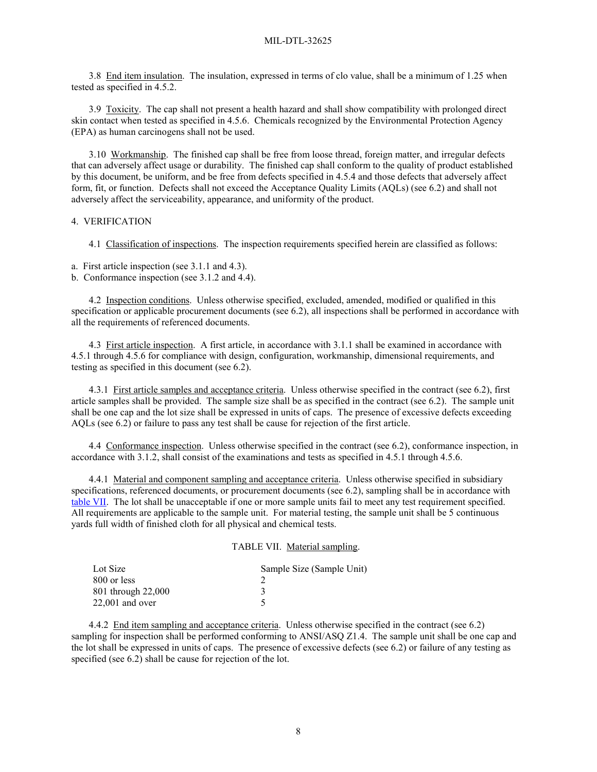3.8 End item insulation. The insulation, expressed in terms of clo value, shall be a minimum of 1.25 when tested as specified in 4.5.2.

3.9 Toxicity. The cap shall not present a health hazard and shall show compatibility with prolonged direct skin contact when tested as specified in 4.5.6. Chemicals recognized by the Environmental Protection Agency (EPA) as human carcinogens shall not be used.

3.10 Workmanship. The finished cap shall be free from loose thread, foreign matter, and irregular defects that can adversely affect usage or durability. The finished cap shall conform to the quality of product established by this document, be uniform, and be free from defects specified in 4.5.4 and those defects that adversely affect form, fit, or function. Defects shall not exceed the Acceptance Quality Limits (AQLs) (see 6.2) and shall not adversely affect the serviceability, appearance, and uniformity of the product.

## 4. VERIFICATION

4.1 Classification of inspections. The inspection requirements specified herein are classified as follows:

a. First article inspection (see 3.1.1 and 4.3).
b. Conformance inspection (see 3.1.2 and 4.4).

4.2 Inspection conditions. Unless otherwise specified, excluded, amended, modified or qualified in this specification or applicable procurement documents (see 6.2), all inspections shall be performed in accordance with all the requirements of referenced documents.

4.3 First article inspection. A first article, in accordance with 3.1.1 shall be examined in accordance with 4.5.1 through 4.5.6 for compliance with design, configuration, workmanship, dimensional requirements, and testing as specified in this document (see 6.2).

4.3.1 First article samples and acceptance criteria. Unless otherwise specified in the contract (see 6.2), first article samples shall be provided. The sample size shall be as specified in the contract (see 6.2). The sample unit shall be one cap and the lot size shall be expressed in units of caps. The presence of excessive defects exceeding AQLs (see 6.2) or failure to pass any test shall be cause for rejection of the first article.

4.4 Conformance inspection. Unless otherwise specified in the contract (see 6.2), conformance inspection, in accordance with 3.1.2, shall consist of the examinations and tests as specified in 4.5.1 through 4.5.6.

4.4.1 Material and component sampling and acceptance criteria. Unless otherwise specified in subsidiary specifications, referenced documents, or procurement documents (see 6.2), sampling shall be in accordance with table VII. The lot shall be unacceptable if one or more sample units fail to meet any test requirement specified. All requirements are applicable to the sample unit. For material testing, the sample unit shall be 5 continuous yards full width of finished cloth for all physical and chemical tests.

TABLE VII. Material sampling.

| Lot Size | Sample Size (Sample Unit) |
| --- | --- |
| 800 or less | 2 |
| 801 through 22,000 | 3 |
| 22,001 and over | 5 |

4.4.2 End item sampling and acceptance criteria. Unless otherwise specified in the contract (see 6.2) sampling for inspection shall be performed conforming to ANSI/ASQ Z1.4. The sample unit shall be one cap and the lot shall be expressed in units of caps. The presence of excessive defects (see 6.2) or failure of any testing as specified (see 6.2) shall be cause for rejection of the lot.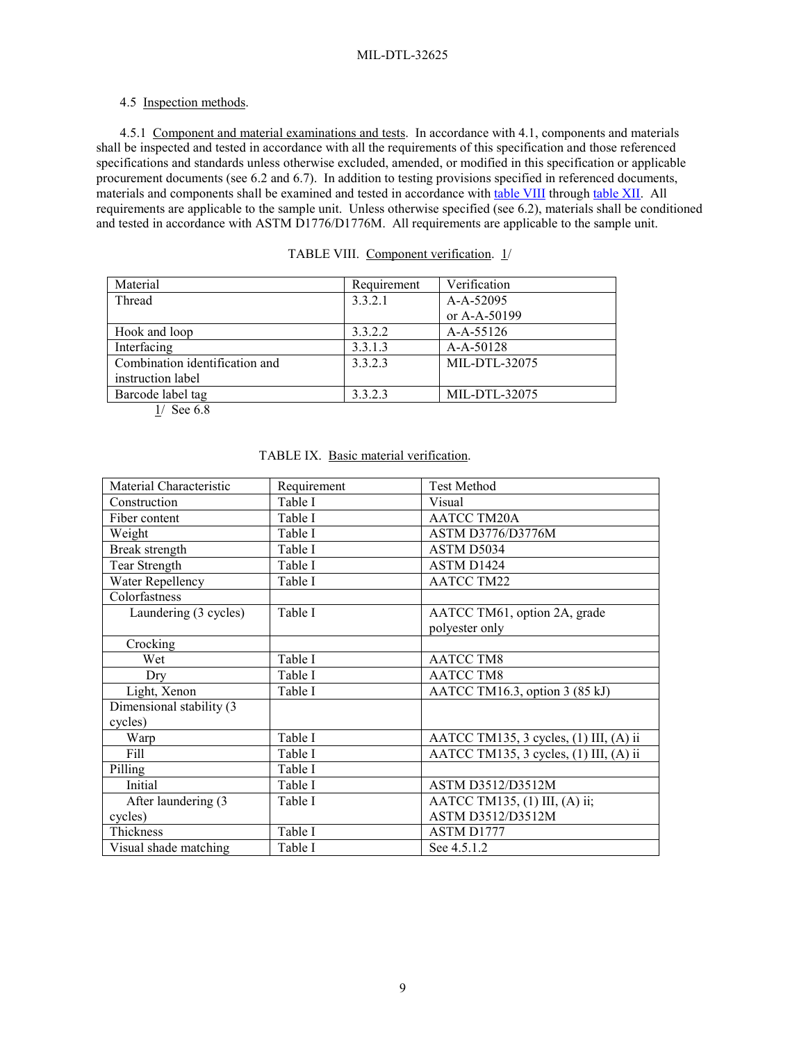4.5 Inspection methods.

4.5.1 Component and material examinations and tests. In accordance with 4.1, components and materials shall be inspected and tested in accordance with all the requirements of this specification and those referenced specifications and standards unless otherwise excluded, amended, or modified in this specification or applicable procurement documents (see 6.2 and 6.7). In addition to testing provisions specified in referenced documents, materials and components shall be examined and tested in accordance with table VIII through table XII. All requirements are applicable to the sample unit. Unless otherwise specified (see 6.2), materials shall be conditioned and tested in accordance with ASTM D1776/D1776M. All requirements are applicable to the sample unit.

TABLE VIII. Component verification. 1/

| Material | Requirement | Verification |
|---|---|---|
| Thread | 3.3.2.1 | A-A-52095 or A-A-50199 |
| Hook and loop | 3.3.2.2 | A-A-55126 |
| Interfacing | 3.3.1.3 | A-A-50128 |
| Combination identification and instruction label | 3.3.2.3 | MIL-DTL-32075 |
| Barcode label tag | 3.3.2.3 | MIL-DTL-32075 |

1/ See 6.8

TABLE IX. Basic material verification.

| Material Characteristic | Requirement | Test Method |
|---|---|---|
| Construction | Table I | Visual |
| Fiber content | Table I | AATCC TM20A |
| Weight | Table I | ASTM D3776/D3776M |
| Break strength | Table I | ASTM D5034 |
| Tear Strength | Table I | ASTM D1424 |
| Water Repellency | Table I | AATCC TM22 |
| Colorfastness | | |
| Laundering (3 cycles) | Table I | AATCC TM61, option 2A, grade polyester only |
| Crocking | | |
| Wet | Table I | AATCC TM8 |
| Dry | Table I | AATCC TM8 |
| Light, Xenon | Table I | AATCC TM16.3, option 3 (85 kJ) |
| Dimensional stability (3 cycles) | | |
| Warp | Table I | AATCC TM135, 3 cycles, (1) III, (A) ii |
| Fill | Table I | AATCC TM135, 3 cycles, (1) III, (A) ii |
| Pilling | Table I | |
| Initial | Table I | ASTM D3512/D3512M |
| After laundering (3 cycles) | Table I | AATCC TM135, (1) III, (A) ii; ASTM D3512/D3512M |
| Thickness | Table I | ASTM D1777 |
| Visual shade matching | Table I | See 4.5.1.2 |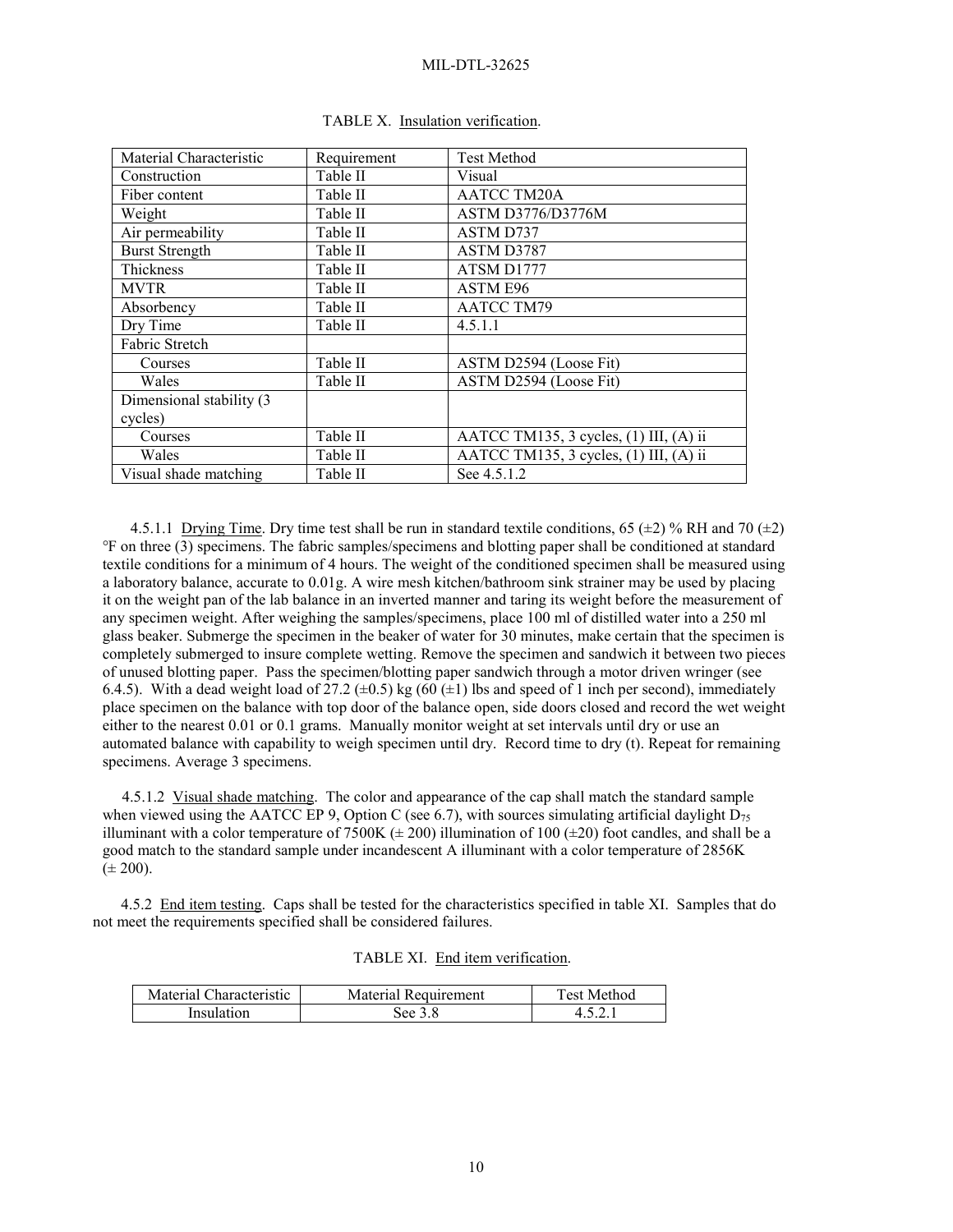TABLE X. Insulation verification.

| Material Characteristic | Requirement | Test Method |
| --- | --- | --- |
| Construction | Table II | Visual |
| Fiber content | Table II | AATCC TM20A |
| Weight | Table II | ASTM D3776/D3776M |
| Air permeability | Table II | ASTM D737 |
| Burst Strength | Table II | ASTM D3787 |
| Thickness | Table II | ATSM D1777 |
| MVTR | Table II | ASTM E96 |
| Absorbency | Table II | AATCC TM79 |
| Dry Time | Table II | 4.5.1.1 |
| Fabric Stretch | | |
| Courses | Table II | ASTM D2594 (Loose Fit) |
| Wales | Table II | ASTM D2594 (Loose Fit) |
| Dimensional stability (3 cycles) | | |
| Courses | Table II | AATCC TM135, 3 cycles, (1) III, (A) ii |
| Wales | Table II | AATCC TM135, 3 cycles, (1) III, (A) ii |
| Visual shade matching | Table II | See 4.5.1.2 |

4.5.1.1 Drying Time. Dry time test shall be run in standard textile conditions, 65 (±2) % RH and 70 (±2) °F on three (3) specimens. The fabric samples/specimens and blotting paper shall be conditioned at standard textile conditions for a minimum of 4 hours. The weight of the conditioned specimen shall be measured using a laboratory balance, accurate to 0.01g. A wire mesh kitchen/bathroom sink strainer may be used by placing it on the weight pan of the lab balance in an inverted manner and taring its weight before the measurement of any specimen weight. After weighing the samples/specimens, place 100 ml of distilled water into a 250 ml glass beaker. Submerge the specimen in the beaker of water for 30 minutes, make certain that the specimen is completely submerged to insure complete wetting. Remove the specimen and sandwich it between two pieces of unused blotting paper. Pass the specimen/blotting paper sandwich through a motor driven wringer (see 6.4.5). With a dead weight load of 27.2 (±0.5) kg (60 (±1) lbs and speed of 1 inch per second), immediately place specimen on the balance with top door of the balance open, side doors closed and record the wet weight either to the nearest 0.01 or 0.1 grams. Manually monitor weight at set intervals until dry or use an automated balance with capability to weigh specimen until dry. Record time to dry (t). Repeat for remaining specimens. Average 3 specimens.

4.5.1.2 Visual shade matching. The color and appearance of the cap shall match the standard sample when viewed using the AATCC EP 9, Option C (see 6.7), with sources simulating artificial daylight $D_{75}$ illuminant with a color temperature of 7500K (± 200) illumination of 100 (±20) foot candles, and shall be a good match to the standard sample under incandescent A illuminant with a color temperature of 2856K (± 200).

4.5.2 End item testing. Caps shall be tested for the characteristics specified in table XI. Samples that do not meet the requirements specified shall be considered failures.

TABLE XI. End item verification.

| Material Characteristic | Material Requirement | Test Method |
| --- | --- | --- |
| Insulation | See 3.8 | 4.5.2.1 |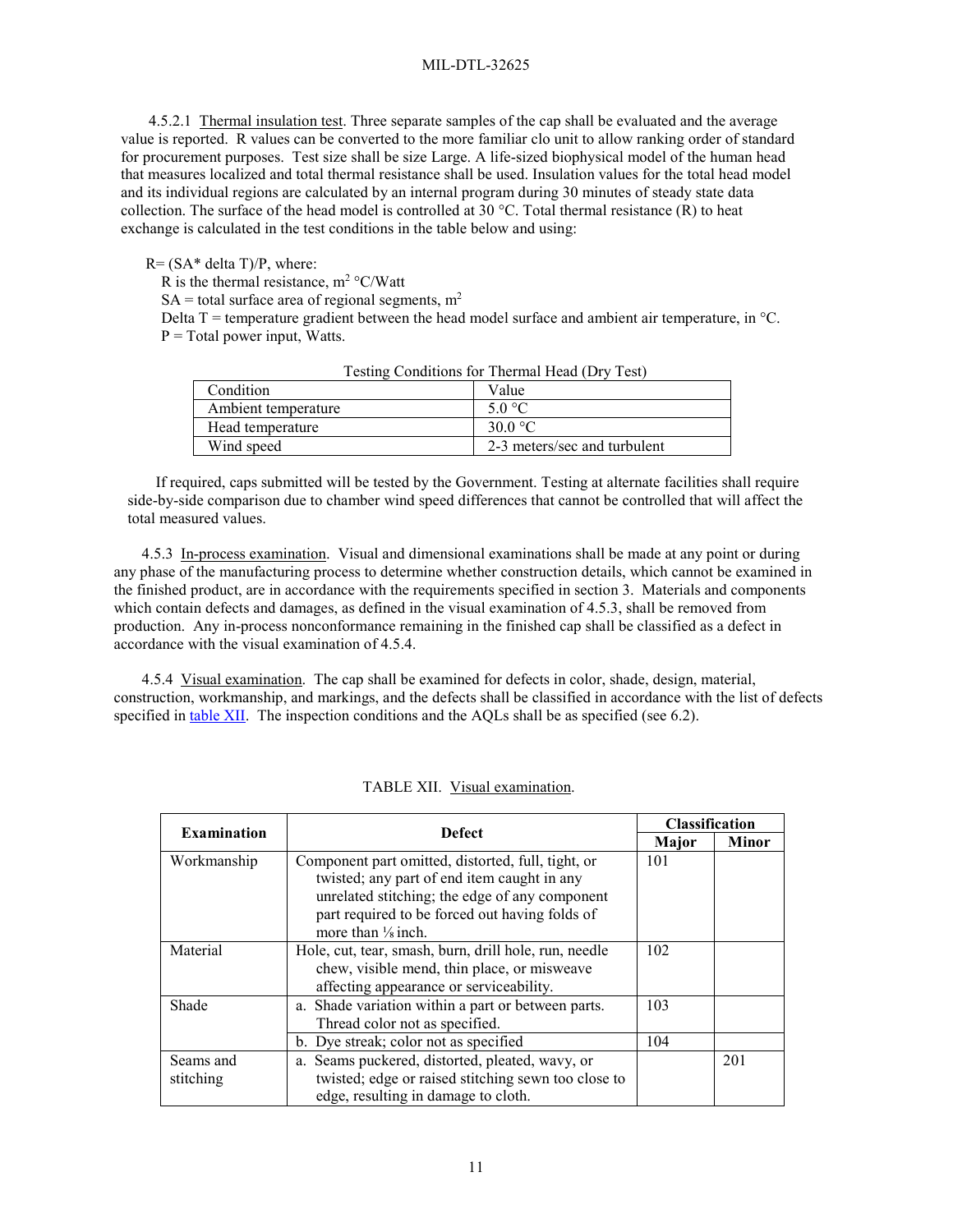4.5.2.1 Thermal insulation test. Three separate samples of the cap shall be evaluated and the average value is reported. R values can be converted to the more familiar clo unit to allow ranking order of standard for procurement purposes. Test size shall be size Large. A life-sized biophysical model of the human head that measures localized and total thermal resistance shall be used. Insulation values for the total head model and its individual regions are calculated by an internal program during 30 minutes of steady state data collection. The surface of the head model is controlled at 30 °C. Total thermal resistance (R) to heat exchange is calculated in the test conditions in the table below and using:

R= (SA* delta T)/P, where:

R is the thermal resistance, $m^2$ °C/Watt

SA = total surface area of regional segments, $m^2$

Delta T = temperature gradient between the head model surface and ambient air temperature, in °C.

P = Total power input, Watts.

Testing Conditions for Thermal Head (Dry Test)

| Condition | Value |
|---|---|
| Ambient temperature | 5.0 °C |
| Head temperature | 30.0 °C |
| Wind speed | 2-3 meters/sec and turbulent |

If required, caps submitted will be tested by the Government. Testing at alternate facilities shall require side-by-side comparison due to chamber wind speed differences that cannot be controlled that will affect the total measured values.

4.5.3 In-process examination. Visual and dimensional examinations shall be made at any point or during any phase of the manufacturing process to determine whether construction details, which cannot be examined in the finished product, are in accordance with the requirements specified in section 3. Materials and components which contain defects and damages, as defined in the visual examination of 4.5.3, shall be removed from production. Any in-process nonconformance remaining in the finished cap shall be classified as a defect in accordance with the visual examination of 4.5.4.

4.5.4 Visual examination. The cap shall be examined for defects in color, shade, design, material, construction, workmanship, and markings, and the defects shall be classified in accordance with the list of defects specified in table XII. The inspection conditions and the AQLs shall be as specified (see 6.2).

TABLE XII. Visual examination.

| Examination | Defect | Classification | |
|---|---|---|---|
| | | Major | Minor |
| Workmanship | Component part omitted, distorted, full, tight, or twisted; any part of end item caught in any unrelated stitching; the edge of any component part required to be forced out having folds of more than ⅛ inch. | 101 | |
| Material | Hole, cut, tear, smash, burn, drill hole, run, needle chew, visible mend, thin place, or misweave affecting appearance or serviceability. | 102 | |
| Shade | a. Shade variation within a part or between parts. Thread color not as specified. | 103 | |
| | b. Dye streak; color not as specified | 104 | |
| Seams and stitching | a. Seams puckered, distorted, pleated, wavy, or twisted; edge or raised stitching sewn too close to edge, resulting in damage to cloth. | | 201 |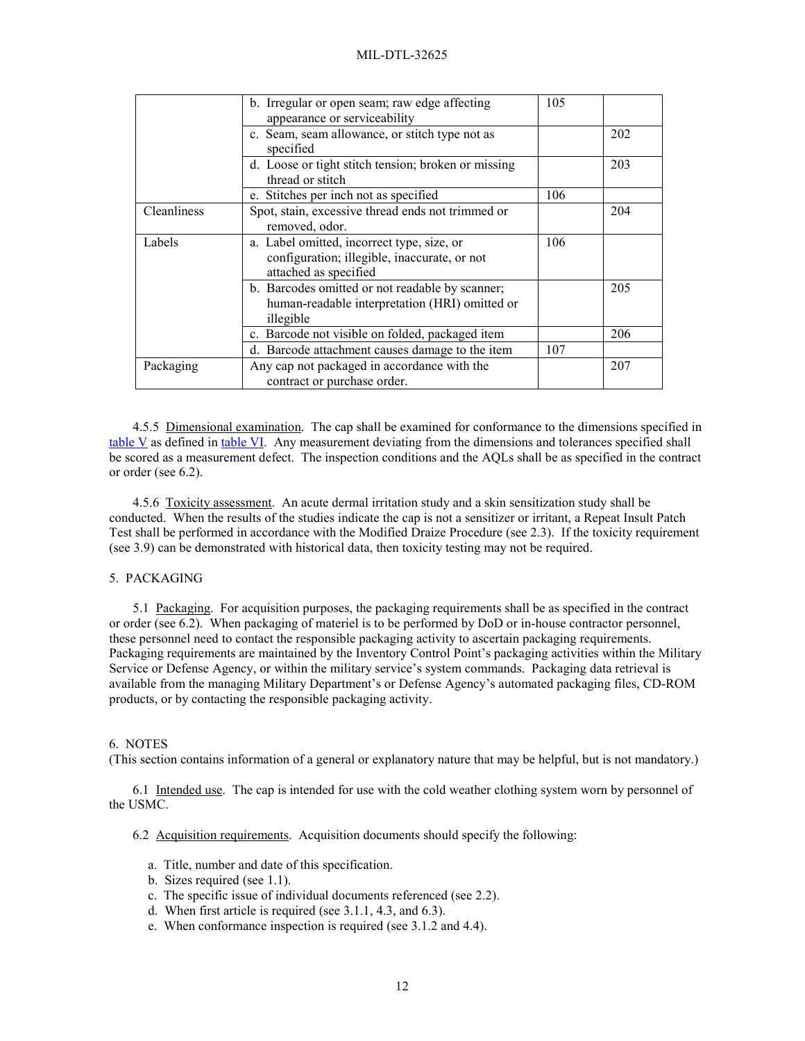| | | | |
|---|---|---|---|
| | b. Irregular or open seam; raw edge affecting appearance or serviceability | 105 | |
| | c. Seam, seam allowance, or stitch type not as specified | | 202 |
| | d. Loose or tight stitch tension; broken or missing thread or stitch | | 203 |
| | e. Stitches per inch not as specified | 106 | |
| Cleanliness | Spot, stain, excessive thread ends not trimmed or removed, odor. | | 204 |
| Labels | a. Label omitted, incorrect type, size, or configuration; illegible, inaccurate, or not attached as specified | 106 | |
| | b. Barcodes omitted or not readable by scanner; human-readable interpretation (HRI) omitted or illegible | | 205 |
| | c. Barcode not visible on folded, packaged item | | 206 |
| | d. Barcode attachment causes damage to the item | 107 | |
| Packaging | Any cap not packaged in accordance with the contract or purchase order. | | 207 |

4.5.5 Dimensional examination. The cap shall be examined for conformance to the dimensions specified in table V as defined in table VI. Any measurement deviating from the dimensions and tolerances specified shall be scored as a measurement defect. The inspection conditions and the AQLs shall be as specified in the contract or order (see 6.2).

4.5.6 Toxicity assessment. An acute dermal irritation study and a skin sensitization study shall be conducted. When the results of the studies indicate the cap is not a sensitizer or irritant, a Repeat Insult Patch Test shall be performed in accordance with the Modified Draize Procedure (see 2.3). If the toxicity requirement (see 3.9) can be demonstrated with historical data, then toxicity testing may not be required.

## 5. PACKAGING

5.1 Packaging. For acquisition purposes, the packaging requirements shall be as specified in the contract or order (see 6.2). When packaging of materiel is to be performed by DoD or in-house contractor personnel, these personnel need to contact the responsible packaging activity to ascertain packaging requirements. Packaging requirements are maintained by the Inventory Control Point's packaging activities within the Military Service or Defense Agency, or within the military service's system commands. Packaging data retrieval is available from the managing Military Department's or Defense Agency's automated packaging files, CD-ROM products, or by contacting the responsible packaging activity.

## 6. NOTES

(This section contains information of a general or explanatory nature that may be helpful, but is not mandatory.)

6.1 Intended use. The cap is intended for use with the cold weather clothing system worn by personnel of the USMC.

6.2 Acquisition requirements. Acquisition documents should specify the following:

a. Title, number and date of this specification.
b. Sizes required (see 1.1).
c. The specific issue of individual documents referenced (see 2.2).
d. When first article is required (see 3.1.1, 4.3, and 6.3).
e. When conformance inspection is required (see 3.1.2 and 4.4).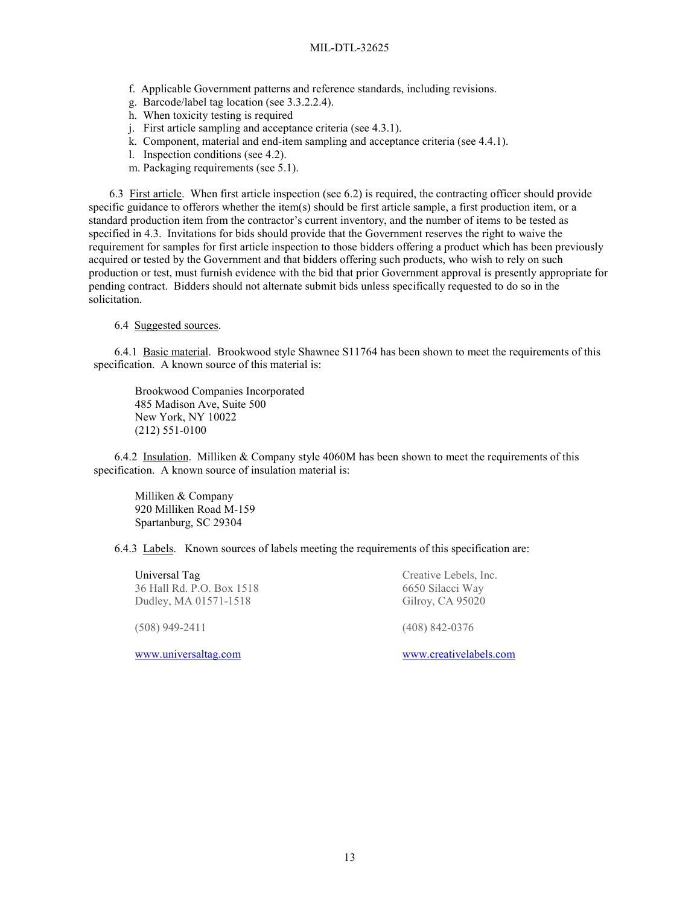f. Applicable Government patterns and reference standards, including revisions.
g. Barcode/label tag location (see 3.3.2.2.4).
h. When toxicity testing is required
j. First article sampling and acceptance criteria (see 4.3.1).
k. Component, material and end-item sampling and acceptance criteria (see 4.4.1).
l. Inspection conditions (see 4.2).
m. Packaging requirements (see 5.1).

6.3 First article. When first article inspection (see 6.2) is required, the contracting officer should provide specific guidance to offerors whether the item(s) should be first article sample, a first production item, or a standard production item from the contractor's current inventory, and the number of items to be tested as specified in 4.3. Invitations for bids should provide that the Government reserves the right to waive the requirement for samples for first article inspection to those bidders offering a product which has been previously acquired or tested by the Government and that bidders offering such products, who wish to rely on such production or test, must furnish evidence with the bid that prior Government approval is presently appropriate for pending contract. Bidders should not alternate submit bids unless specifically requested to do so in the solicitation.

6.4 Suggested sources.

6.4.1 Basic material. Brookwood style Shawnee S11764 has been shown to meet the requirements of this specification. A known source of this material is:

Brookwood Companies Incorporated
485 Madison Ave, Suite 500
New York, NY 10022
(212) 551-0100

6.4.2 Insulation. Milliken & Company style 4060M has been shown to meet the requirements of this specification. A known source of insulation material is:

Milliken & Company
920 Milliken Road M-159
Spartanburg, SC 29304

6.4.3 Labels. Known sources of labels meeting the requirements of this specification are:

Universal Tag
36 Hall Rd. P.O. Box 1518
Dudley, MA 01571-1518

(508) 949-2411

www.universaltag.com

Creative Lebels, Inc.
6650 Silacci Way
Gilroy, CA 95020

(408) 842-0376

www.creativelabels.com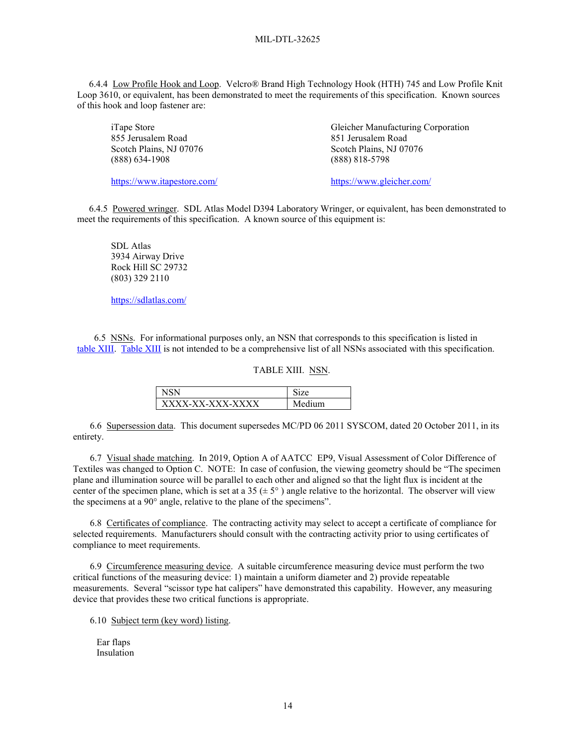6.4.4 Low Profile Hook and Loop. Velcro® Brand High Technology Hook (HTH) 745 and Low Profile Knit Loop 3610, or equivalent, has been demonstrated to meet the requirements of this specification. Known sources of this hook and loop fastener are:

iTape Store
855 Jerusalem Road
Scotch Plains, NJ 07076
(888) 634-1908

https://www.itapestore.com/

Gleicher Manufacturing Corporation
851 Jerusalem Road
Scotch Plains, NJ 07076
(888) 818-5798

https://www.gleicher.com/

6.4.5 Powered wringer. SDL Atlas Model D394 Laboratory Wringer, or equivalent, has been demonstrated to meet the requirements of this specification. A known source of this equipment is:

SDL Atlas
3934 Airway Drive
Rock Hill SC 29732
(803) 329 2110

https://sdlatlas.com/

6.5 NSNs. For informational purposes only, an NSN that corresponds to this specification is listed in table XIII. Table XIII is not intended to be a comprehensive list of all NSNs associated with this specification.

TABLE XIII. NSN.

| NSN | Size |
|---|---|
| XXXX-XX-XXX-XXXX | Medium |

6.6 Supersession data. This document supersedes MC/PD 06 2011 SYSCOM, dated 20 October 2011, in its entirety.

6.7 Visual shade matching. In 2019, Option A of AATCC EP9, Visual Assessment of Color Difference of Textiles was changed to Option C. NOTE: In case of confusion, the viewing geometry should be "The specimen plane and illumination source will be parallel to each other and aligned so that the light flux is incident at the center of the specimen plane, which is set at a 35 (± 5° ) angle relative to the horizontal. The observer will view the specimens at a 90° angle, relative to the plane of the specimens".

6.8 Certificates of compliance. The contracting activity may select to accept a certificate of compliance for selected requirements. Manufacturers should consult with the contracting activity prior to using certificates of compliance to meet requirements.

6.9 Circumference measuring device. A suitable circumference measuring device must perform the two critical functions of the measuring device: 1) maintain a uniform diameter and 2) provide repeatable measurements. Several "scissor type hat calipers" have demonstrated this capability. However, any measuring device that provides these two critical functions is appropriate.

6.10 Subject term (key word) listing.

Ear flaps
Insulation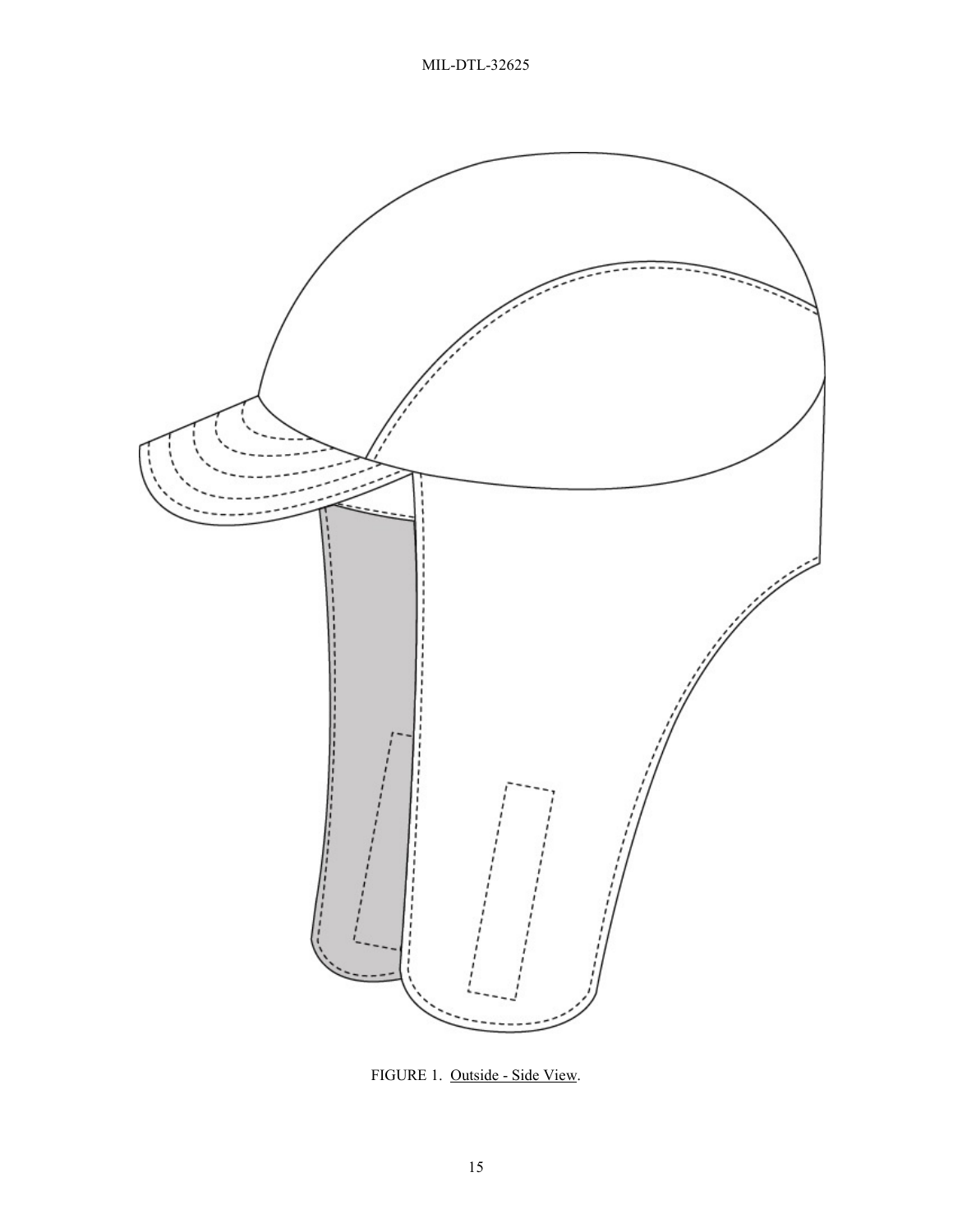FIGURE 1. Outside - Side View.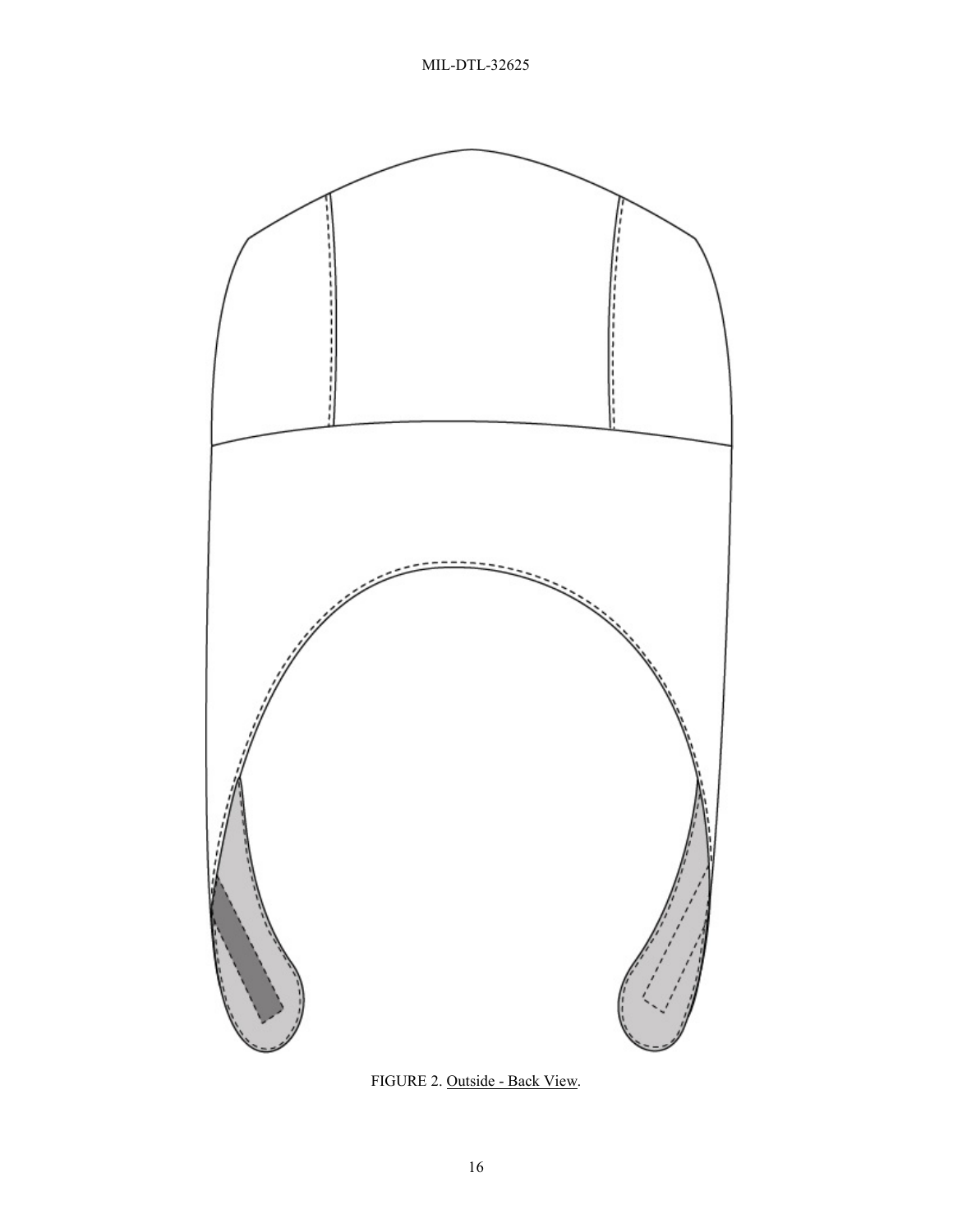FIGURE 2. Outside - Back View.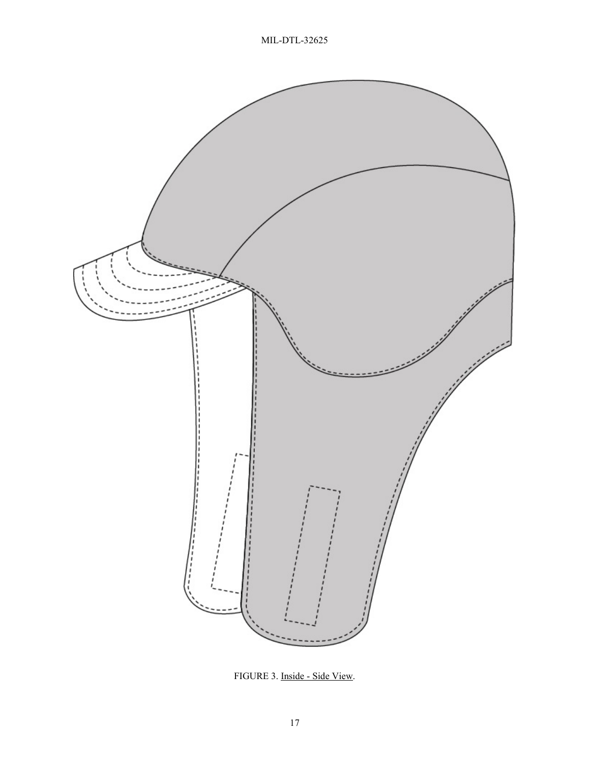FIGURE 3. Inside - Side View.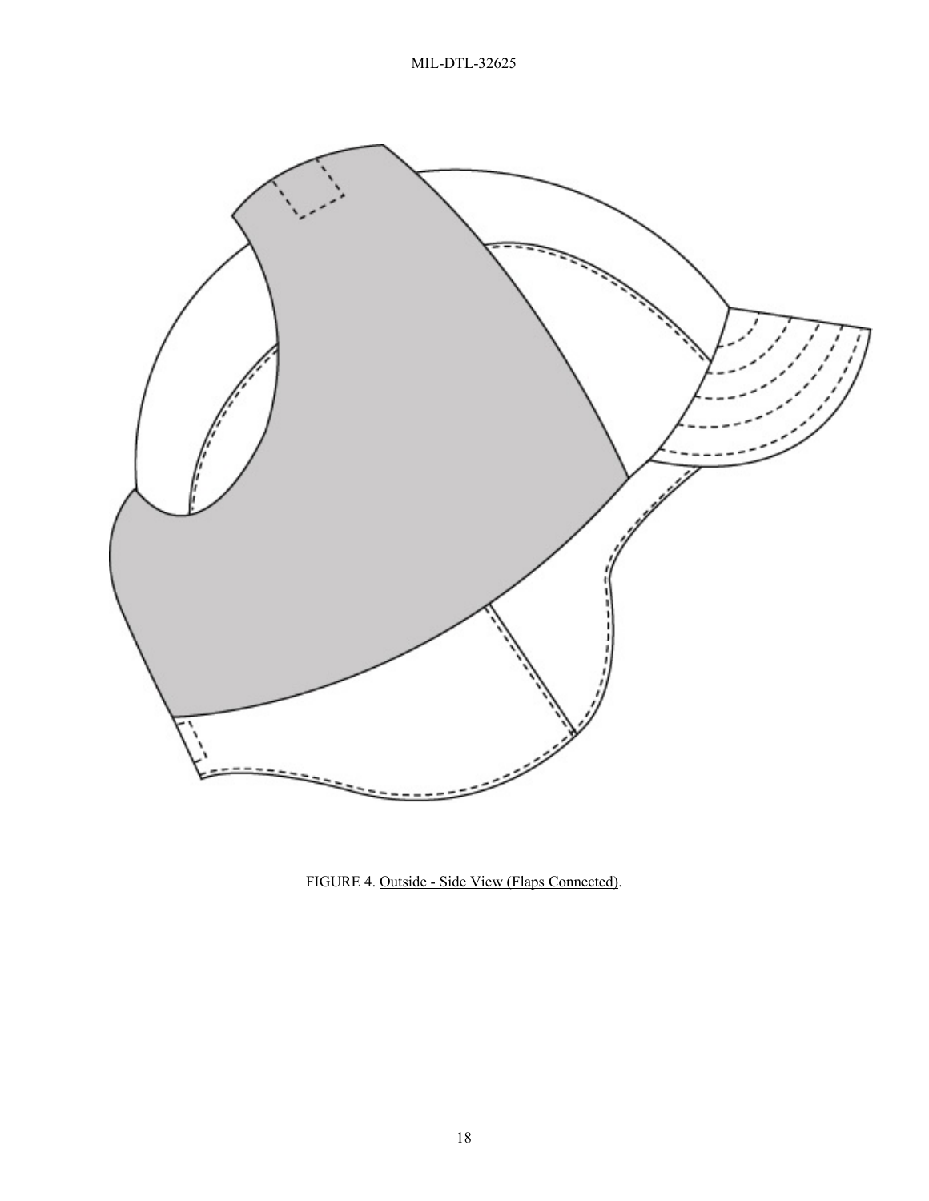FIGURE 4. Outside - Side View (Flaps Connected).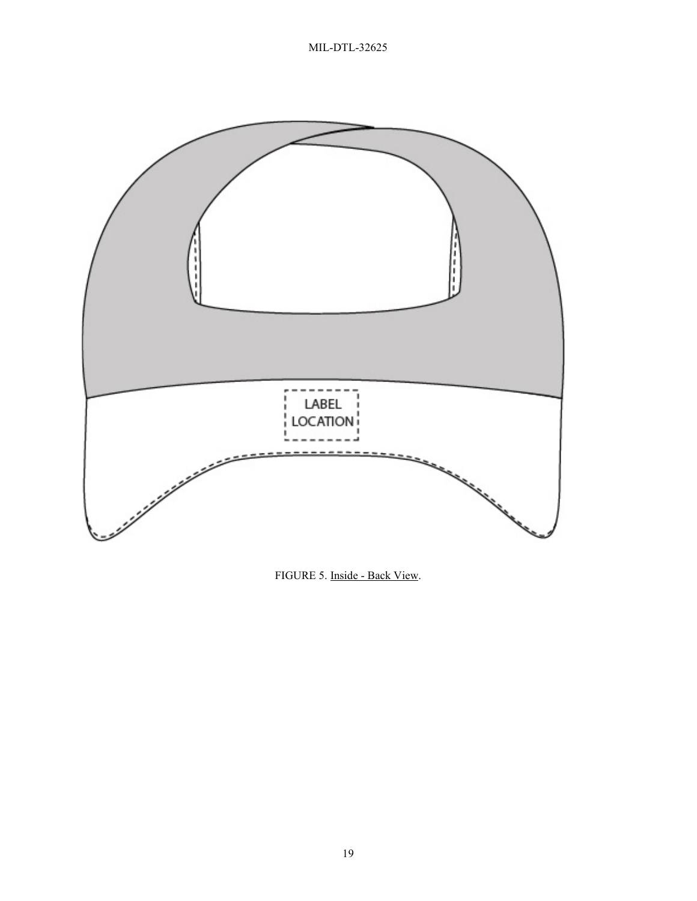LABEL LOCATION

FIGURE 5. Inside - Back View.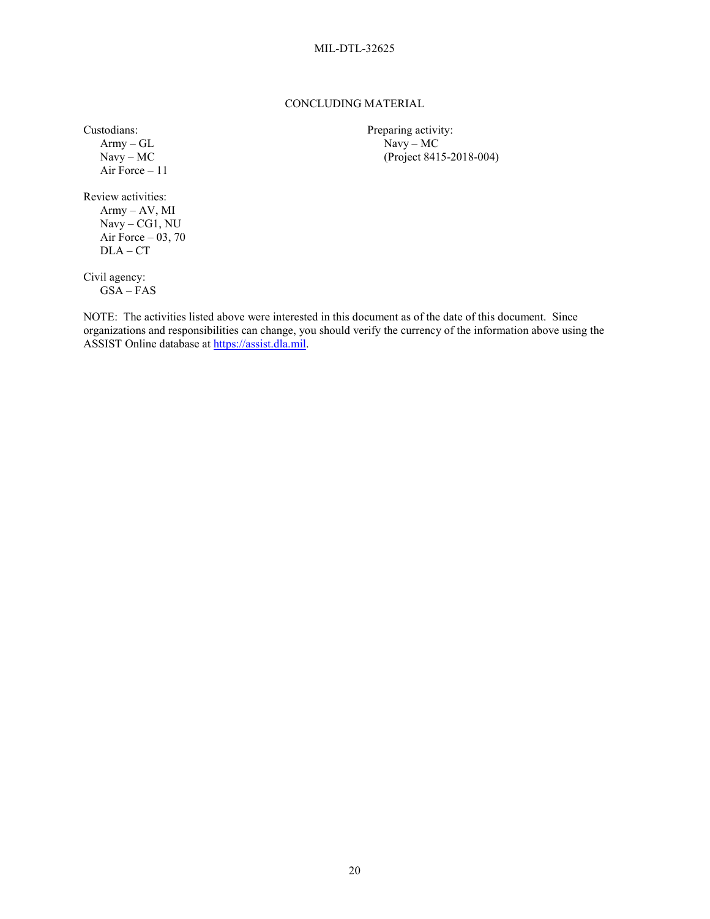## CONCLUDING MATERIAL

Custodians:
Army – GL
Navy – MC
Air Force – 11

Preparing activity:
Navy – MC
(Project 8415-2018-004)

Review activities:
Army – AV, MI
Navy – CG1, NU
Air Force – 03, 70
DLA – CT

Civil agency:
GSA – FAS

NOTE: The activities listed above were interested in this document as of the date of this document. Since organizations and responsibilities can change, you should verify the currency of the information above using the ASSIST Online database at https://assist.dla.mil.